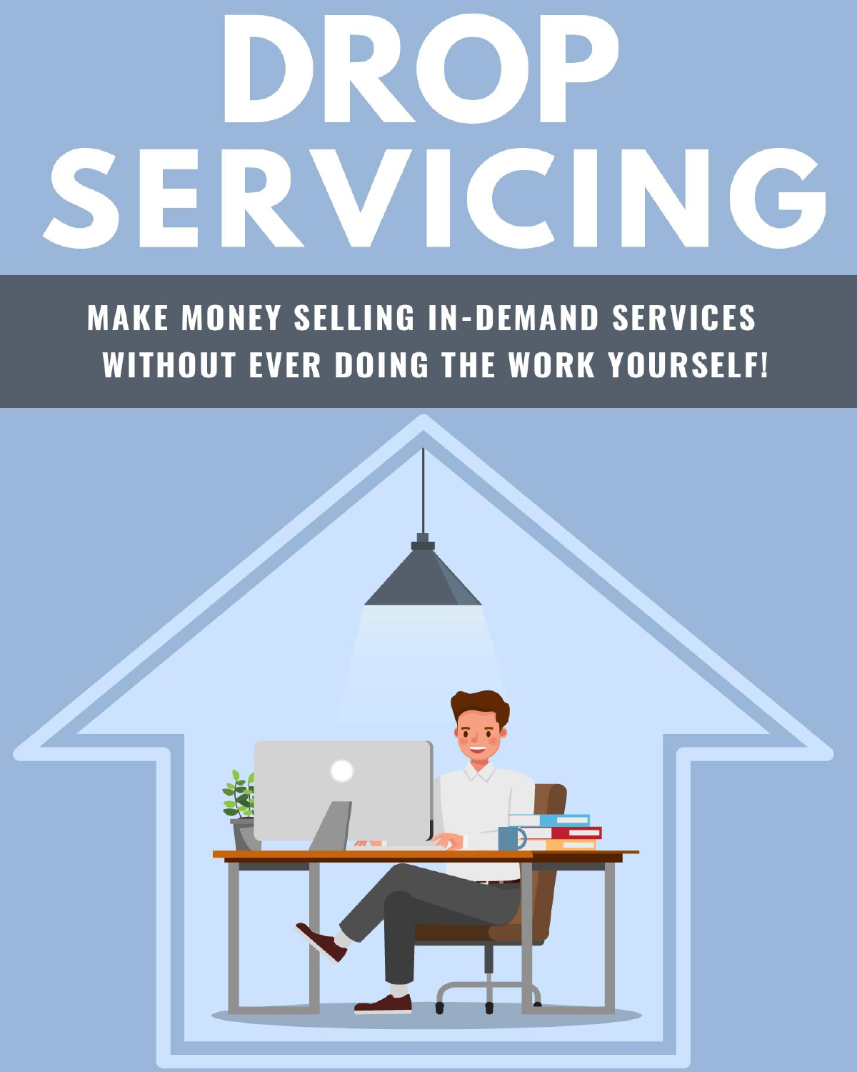# DROP SERVICING

**MAKE MONEY SELLING IN-DEMAND SERVICES WITHOUT EVER DOING THE WORK YOURSELF!**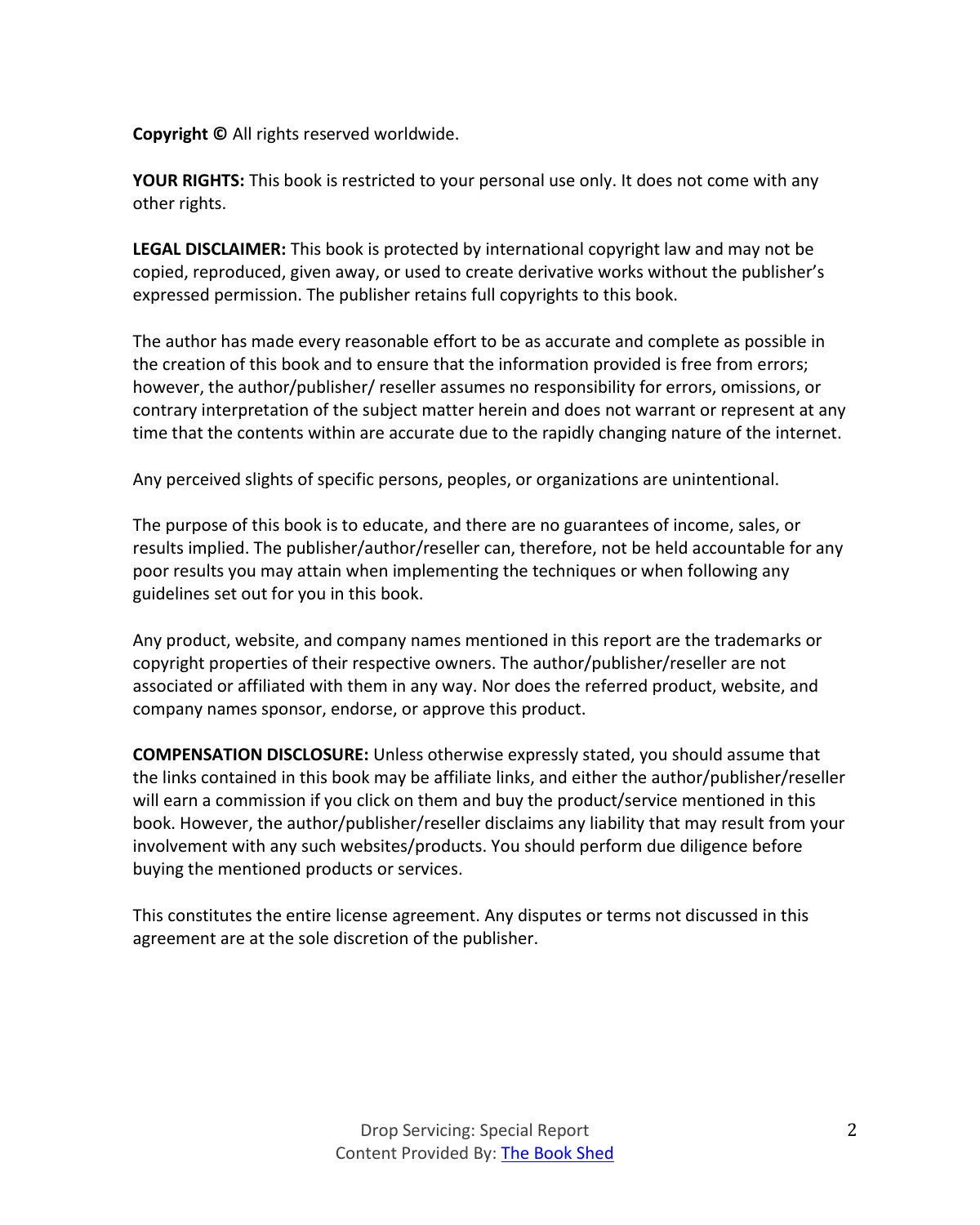**Copyright ©** All rights reserved worldwide.

**YOUR RIGHTS:** This book is restricted to your personal use only. It does not come with any other rights.

**LEGAL DISCLAIMER:** This book is protected by international copyright law and may not be copied, reproduced, given away, or used to create derivative works without the publisher's expressed permission. The publisher retains full copyrights to this book.

The author has made every reasonable effort to be as accurate and complete as possible in the creation of this book and to ensure that the information provided is free from errors; however, the author/publisher/ reseller assumes no responsibility for errors, omissions, or contrary interpretation of the subject matter herein and does not warrant or represent at any time that the contents within are accurate due to the rapidly changing nature of the internet.

Any perceived slights of specific persons, peoples, or organizations are unintentional.

The purpose of this book is to educate, and there are no guarantees of income, sales, or results implied. The publisher/author/reseller can, therefore, not be held accountable for any poor results you may attain when implementing the techniques or when following any guidelines set out for you in this book.

Any product, website, and company names mentioned in this report are the trademarks or copyright properties of their respective owners. The author/publisher/reseller are not associated or affiliated with them in any way. Nor does the referred product, website, and company names sponsor, endorse, or approve this product.

**COMPENSATION DISCLOSURE:** Unless otherwise expressly stated, you should assume that the links contained in this book may be affiliate links, and either the author/publisher/reseller will earn a commission if you click on them and buy the product/service mentioned in this book. However, the author/publisher/reseller disclaims any liability that may result from your involvement with any such websites/products. You should perform due diligence before buying the mentioned products or services.

This constitutes the entire license agreement. Any disputes or terms not discussed in this agreement are at the sole discretion of the publisher.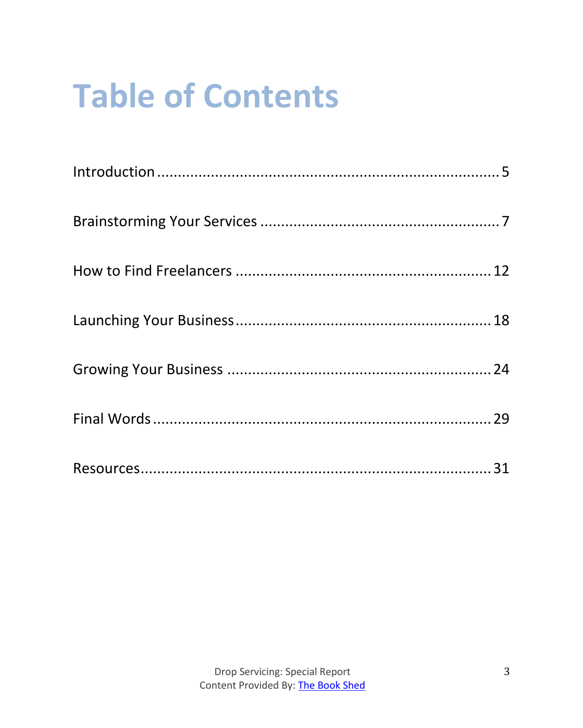# Table of Contents

Introduction ........................................................................ 5

Brainstorming Your Services ........................................................ 7

How to Find Freelancers ........................................................... 12

Launching Your Business ........................................................... 18

Growing Your Business ............................................................. 24

Final Words ........................................................................ 29

Resources .......................................................................... 31